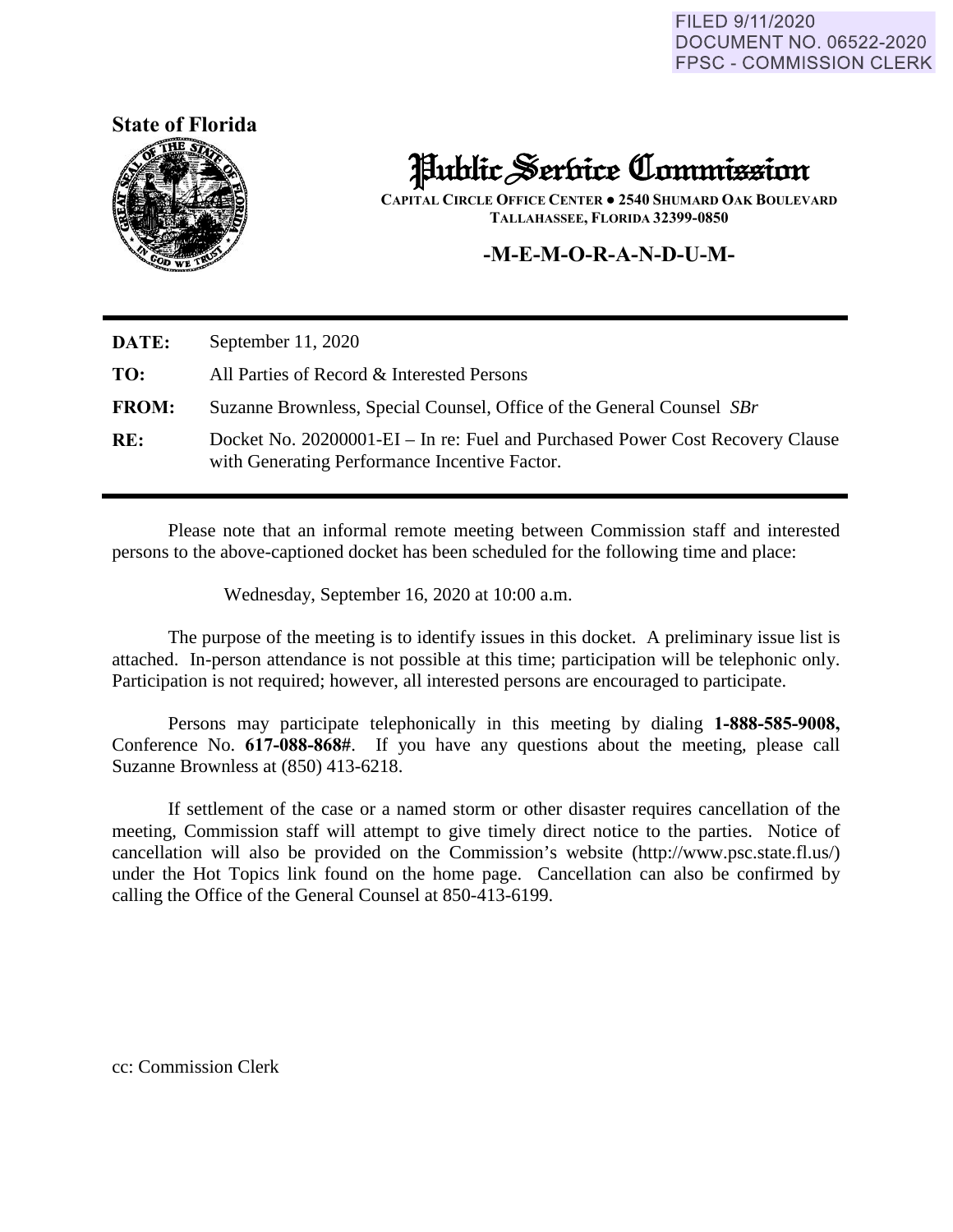FILED 9/11/2020
DOCUMENT NO. 06522-2020
FPSC - COMMISSION CLERK

**State of Florida**

# Public Service Commission

**CAPITAL CIRCLE OFFICE CENTER ● 2540 SHUMARD OAK BOULEVARD**
**TALLAHASSEE, FLORIDA 32399-0850**

## -M-E-M-O-R-A-N-D-U-M-

| | |
|---|---|
| **DATE:** | September 11, 2020 |
| **TO:** | All Parties of Record & Interested Persons |
| **FROM:** | Suzanne Brownless, Special Counsel, Office of the General Counsel *SBr* |
| **RE:** | Docket No. 20200001-EI – In re: Fuel and Purchased Power Cost Recovery Clause with Generating Performance Incentive Factor. |

Please note that an informal remote meeting between Commission staff and interested persons to the above-captioned docket has been scheduled for the following time and place:

Wednesday, September 16, 2020 at 10:00 a.m.

The purpose of the meeting is to identify issues in this docket. A preliminary issue list is attached. In-person attendance is not possible at this time; participation will be telephonic only. Participation is not required; however, all interested persons are encouraged to participate.

Persons may participate telephonically in this meeting by dialing **1-888-585-9008,** Conference No. **617-088-868#**. If you have any questions about the meeting, please call Suzanne Brownless at (850) 413-6218.

If settlement of the case or a named storm or other disaster requires cancellation of the meeting, Commission staff will attempt to give timely direct notice to the parties. Notice of cancellation will also be provided on the Commission's website (http://www.psc.state.fl.us/) under the Hot Topics link found on the home page. Cancellation can also be confirmed by calling the Office of the General Counsel at 850-413-6199.

cc: Commission Clerk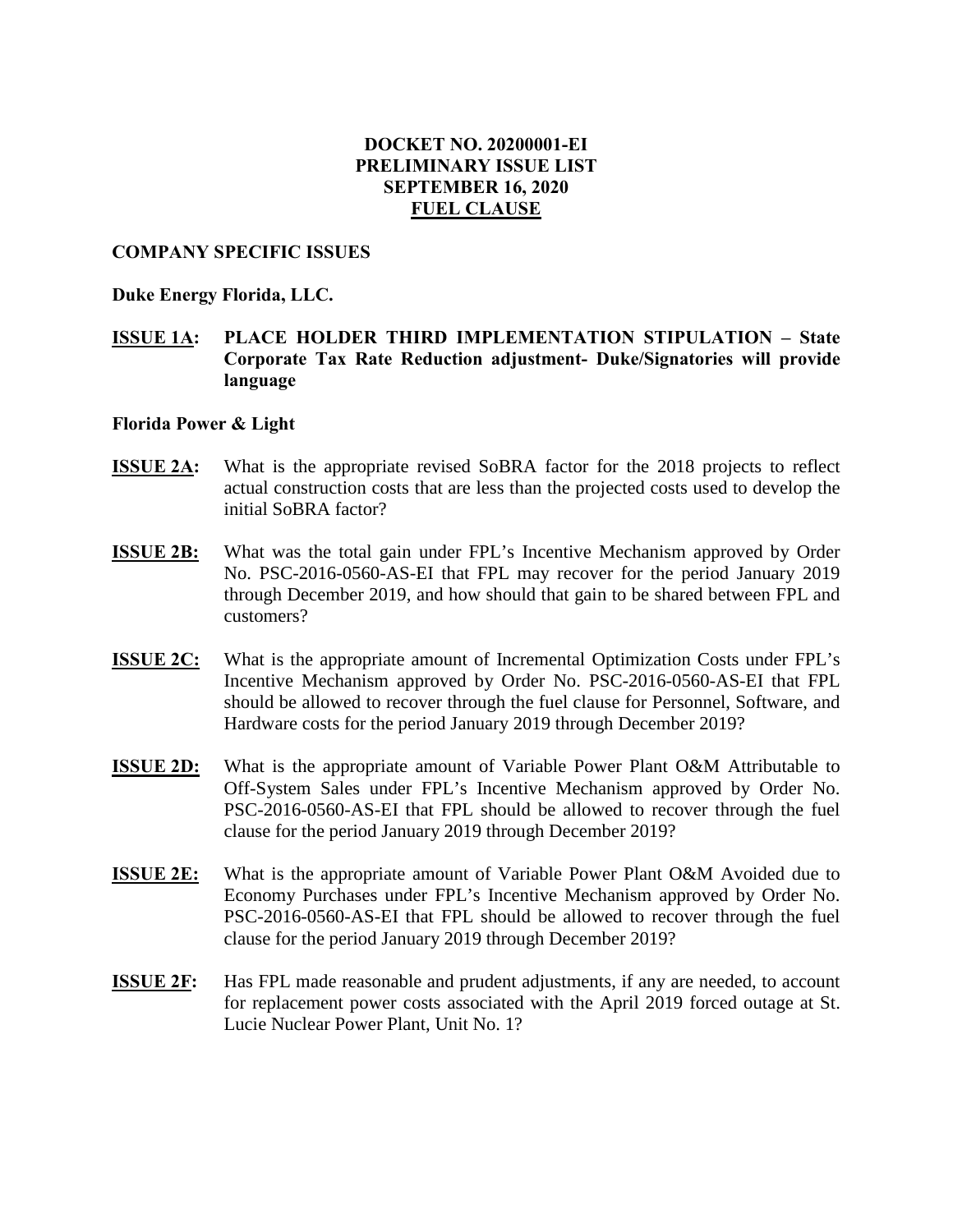**DOCKET NO. 20200001-EI**
**PRELIMINARY ISSUE LIST**
**SEPTEMBER 16, 2020**
**FUEL CLAUSE**

## COMPANY SPECIFIC ISSUES

### Duke Energy Florida, LLC.

**ISSUE 1A: PLACE HOLDER THIRD IMPLEMENTATION STIPULATION – State Corporate Tax Rate Reduction adjustment- Duke/Signatories will provide language**

### Florida Power & Light

**ISSUE 2A:** What is the appropriate revised SoBRA factor for the 2018 projects to reflect actual construction costs that are less than the projected costs used to develop the initial SoBRA factor?

**ISSUE 2B:** What was the total gain under FPL's Incentive Mechanism approved by Order No. PSC-2016-0560-AS-EI that FPL may recover for the period January 2019 through December 2019, and how should that gain to be shared between FPL and customers?

**ISSUE 2C:** What is the appropriate amount of Incremental Optimization Costs under FPL's Incentive Mechanism approved by Order No. PSC-2016-0560-AS-EI that FPL should be allowed to recover through the fuel clause for Personnel, Software, and Hardware costs for the period January 2019 through December 2019?

**ISSUE 2D:** What is the appropriate amount of Variable Power Plant O&M Attributable to Off-System Sales under FPL's Incentive Mechanism approved by Order No. PSC-2016-0560-AS-EI that FPL should be allowed to recover through the fuel clause for the period January 2019 through December 2019?

**ISSUE 2E:** What is the appropriate amount of Variable Power Plant O&M Avoided due to Economy Purchases under FPL's Incentive Mechanism approved by Order No. PSC-2016-0560-AS-EI that FPL should be allowed to recover through the fuel clause for the period January 2019 through December 2019?

**ISSUE 2F:** Has FPL made reasonable and prudent adjustments, if any are needed, to account for replacement power costs associated with the April 2019 forced outage at St. Lucie Nuclear Power Plant, Unit No. 1?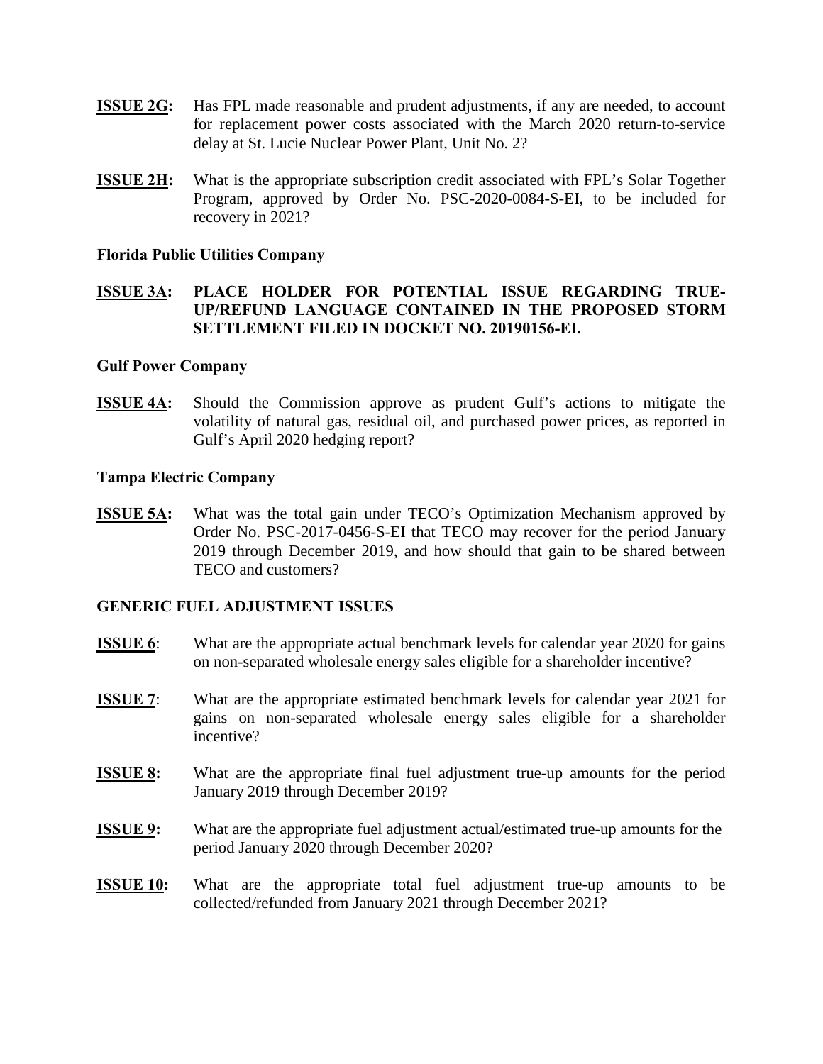**ISSUE 2G:** Has FPL made reasonable and prudent adjustments, if any are needed, to account for replacement power costs associated with the March 2020 return-to-service delay at St. Lucie Nuclear Power Plant, Unit No. 2?

**ISSUE 2H:** What is the appropriate subscription credit associated with FPL's Solar Together Program, approved by Order No. PSC-2020-0084-S-EI, to be included for recovery in 2021?

**Florida Public Utilities Company**

**ISSUE 3A: PLACE HOLDER FOR POTENTIAL ISSUE REGARDING TRUE-UP/REFUND LANGUAGE CONTAINED IN THE PROPOSED STORM SETTLEMENT FILED IN DOCKET NO. 20190156-EI.**

**Gulf Power Company**

**ISSUE 4A:** Should the Commission approve as prudent Gulf's actions to mitigate the volatility of natural gas, residual oil, and purchased power prices, as reported in Gulf's April 2020 hedging report?

**Tampa Electric Company**

**ISSUE 5A:** What was the total gain under TECO's Optimization Mechanism approved by Order No. PSC-2017-0456-S-EI that TECO may recover for the period January 2019 through December 2019, and how should that gain to be shared between TECO and customers?

**GENERIC FUEL ADJUSTMENT ISSUES**

**ISSUE 6**: What are the appropriate actual benchmark levels for calendar year 2020 for gains on non-separated wholesale energy sales eligible for a shareholder incentive?

**ISSUE 7**: What are the appropriate estimated benchmark levels for calendar year 2021 for gains on non-separated wholesale energy sales eligible for a shareholder incentive?

**ISSUE 8:** What are the appropriate final fuel adjustment true-up amounts for the period January 2019 through December 2019?

**ISSUE 9:** What are the appropriate fuel adjustment actual/estimated true-up amounts for the period January 2020 through December 2020?

**ISSUE 10:** What are the appropriate total fuel adjustment true-up amounts to be collected/refunded from January 2021 through December 2021?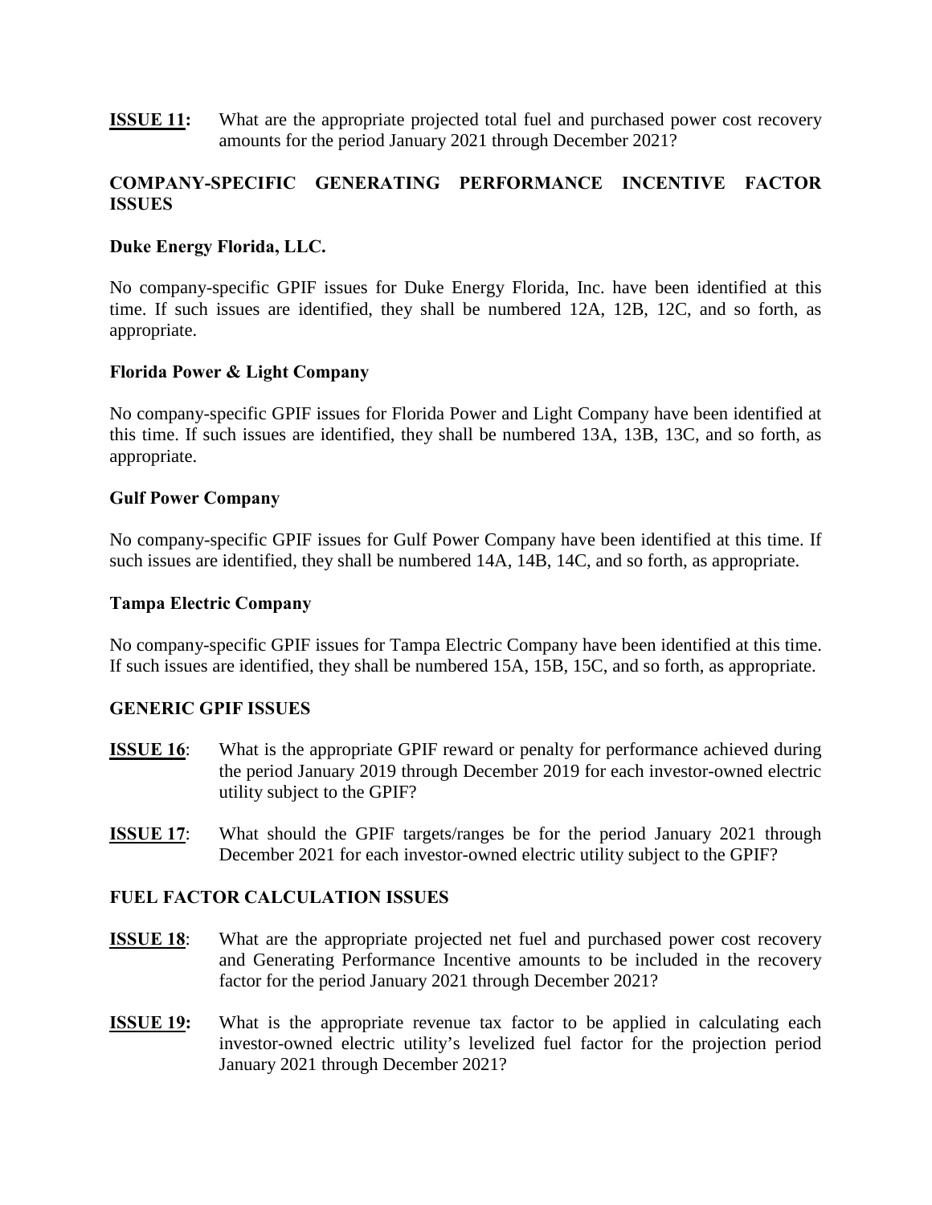**ISSUE 11:** What are the appropriate projected total fuel and purchased power cost recovery amounts for the period January 2021 through December 2021?

## COMPANY-SPECIFIC GENERATING PERFORMANCE INCENTIVE FACTOR ISSUES

### Duke Energy Florida, LLC.

No company-specific GPIF issues for Duke Energy Florida, Inc. have been identified at this time. If such issues are identified, they shall be numbered 12A, 12B, 12C, and so forth, as appropriate.

### Florida Power & Light Company

No company-specific GPIF issues for Florida Power and Light Company have been identified at this time. If such issues are identified, they shall be numbered 13A, 13B, 13C, and so forth, as appropriate.

### Gulf Power Company

No company-specific GPIF issues for Gulf Power Company have been identified at this time. If such issues are identified, they shall be numbered 14A, 14B, 14C, and so forth, as appropriate.

### Tampa Electric Company

No company-specific GPIF issues for Tampa Electric Company have been identified at this time. If such issues are identified, they shall be numbered 15A, 15B, 15C, and so forth, as appropriate.

## GENERIC GPIF ISSUES

**ISSUE 16**: What is the appropriate GPIF reward or penalty for performance achieved during the period January 2019 through December 2019 for each investor-owned electric utility subject to the GPIF?

**ISSUE 17**: What should the GPIF targets/ranges be for the period January 2021 through December 2021 for each investor-owned electric utility subject to the GPIF?

## FUEL FACTOR CALCULATION ISSUES

**ISSUE 18**: What are the appropriate projected net fuel and purchased power cost recovery and Generating Performance Incentive amounts to be included in the recovery factor for the period January 2021 through December 2021?

**ISSUE 19:** What is the appropriate revenue tax factor to be applied in calculating each investor-owned electric utility's levelized fuel factor for the projection period January 2021 through December 2021?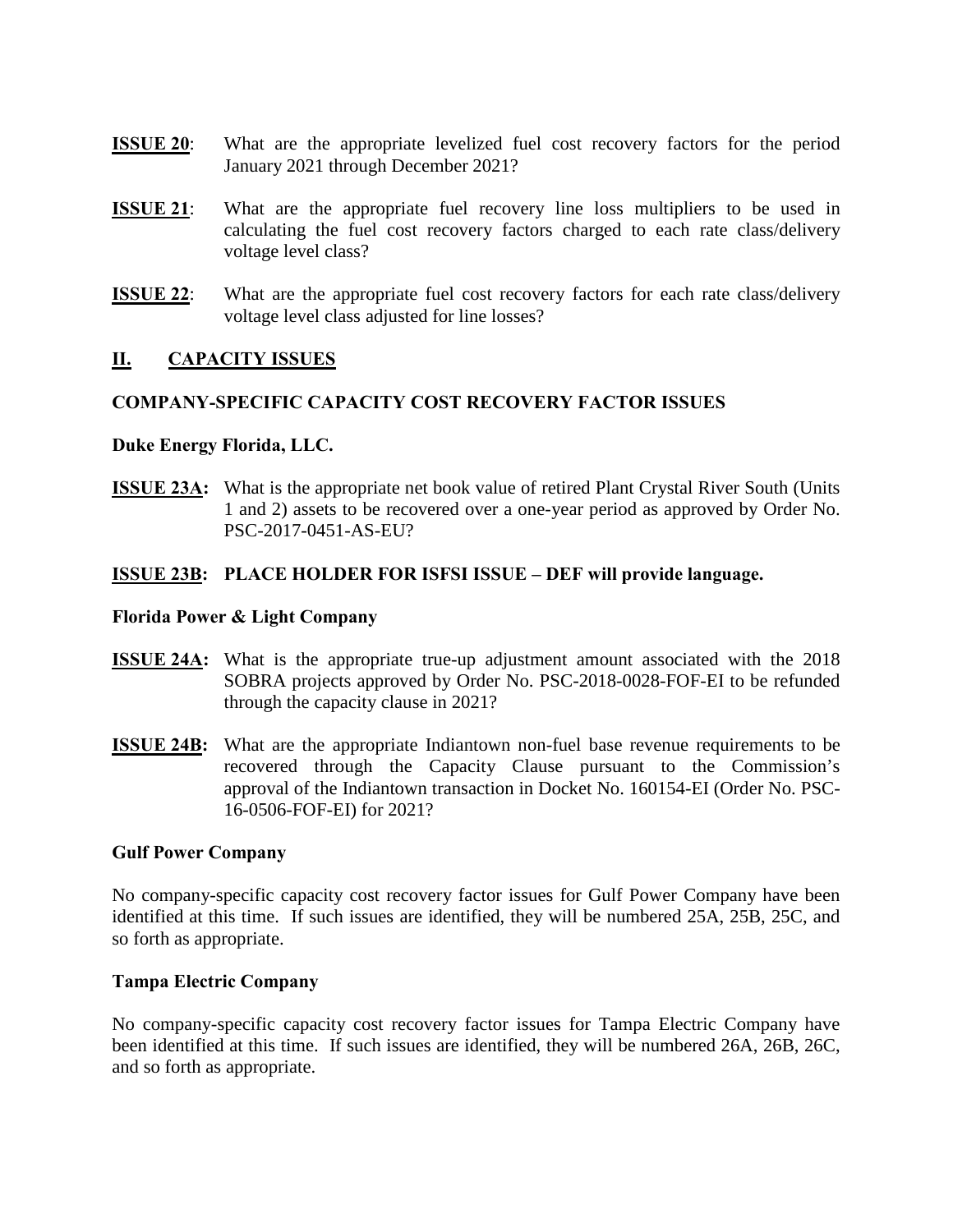**ISSUE 20**: What are the appropriate levelized fuel cost recovery factors for the period January 2021 through December 2021?

**ISSUE 21**: What are the appropriate fuel recovery line loss multipliers to be used in calculating the fuel cost recovery factors charged to each rate class/delivery voltage level class?

**ISSUE 22**: What are the appropriate fuel cost recovery factors for each rate class/delivery voltage level class adjusted for line losses?

## II. CAPACITY ISSUES

### COMPANY-SPECIFIC CAPACITY COST RECOVERY FACTOR ISSUES

**Duke Energy Florida, LLC.**

**ISSUE 23A:** What is the appropriate net book value of retired Plant Crystal River South (Units 1 and 2) assets to be recovered over a one-year period as approved by Order No. PSC-2017-0451-AS-EU?

**ISSUE 23B: PLACE HOLDER FOR ISFSI ISSUE – DEF will provide language.**

**Florida Power & Light Company**

**ISSUE 24A:** What is the appropriate true-up adjustment amount associated with the 2018 SOBRA projects approved by Order No. PSC-2018-0028-FOF-EI to be refunded through the capacity clause in 2021?

**ISSUE 24B:** What are the appropriate Indiantown non-fuel base revenue requirements to be recovered through the Capacity Clause pursuant to the Commission's approval of the Indiantown transaction in Docket No. 160154-EI (Order No. PSC-16-0506-FOF-EI) for 2021?

**Gulf Power Company**

No company-specific capacity cost recovery factor issues for Gulf Power Company have been identified at this time. If such issues are identified, they will be numbered 25A, 25B, 25C, and so forth as appropriate.

**Tampa Electric Company**

No company-specific capacity cost recovery factor issues for Tampa Electric Company have been identified at this time. If such issues are identified, they will be numbered 26A, 26B, 26C, and so forth as appropriate.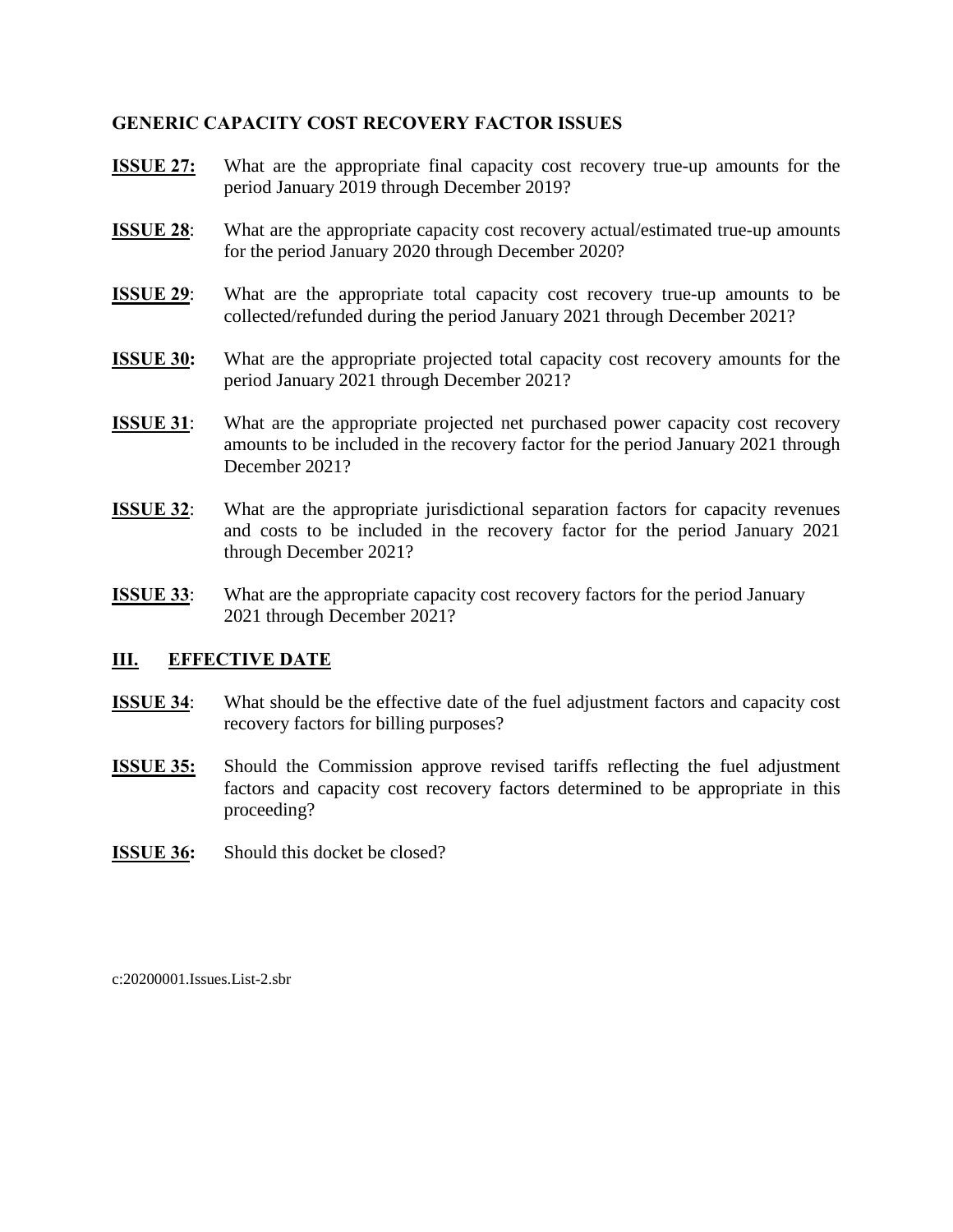### GENERIC CAPACITY COST RECOVERY FACTOR ISSUES

**ISSUE 27:** What are the appropriate final capacity cost recovery true-up amounts for the period January 2019 through December 2019?

**ISSUE 28**: What are the appropriate capacity cost recovery actual/estimated true-up amounts for the period January 2020 through December 2020?

**ISSUE 29**: What are the appropriate total capacity cost recovery true-up amounts to be collected/refunded during the period January 2021 through December 2021?

**ISSUE 30:** What are the appropriate projected total capacity cost recovery amounts for the period January 2021 through December 2021?

**ISSUE 31**: What are the appropriate projected net purchased power capacity cost recovery amounts to be included in the recovery factor for the period January 2021 through December 2021?

**ISSUE 32**: What are the appropriate jurisdictional separation factors for capacity revenues and costs to be included in the recovery factor for the period January 2021 through December 2021?

**ISSUE 33**: What are the appropriate capacity cost recovery factors for the period January 2021 through December 2021?

## III. EFFECTIVE DATE

**ISSUE 34**: What should be the effective date of the fuel adjustment factors and capacity cost recovery factors for billing purposes?

**ISSUE 35:** Should the Commission approve revised tariffs reflecting the fuel adjustment factors and capacity cost recovery factors determined to be appropriate in this proceeding?

**ISSUE 36:** Should this docket be closed?

c:20200001.Issues.List-2.sbr